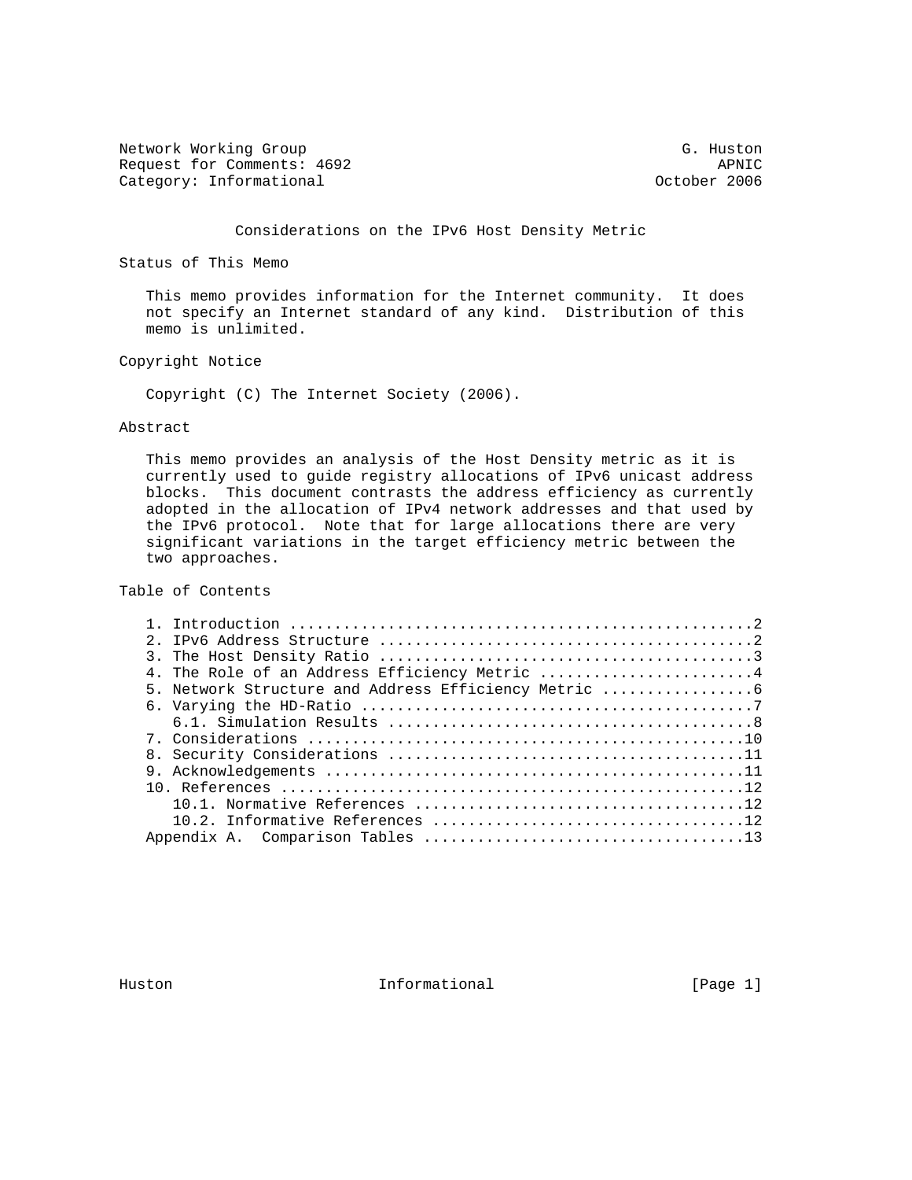Network Working Group G. Huston
Request for Comments: 4692 APNIC
Category: Informational October 2006

# Considerations on the IPv6 Host Density Metric

## Status of This Memo

This memo provides information for the Internet community. It does not specify an Internet standard of any kind. Distribution of this memo is unlimited.

## Copyright Notice

Copyright (C) The Internet Society (2006).

## Abstract

This memo provides an analysis of the Host Density metric as it is currently used to guide registry allocations of IPv6 unicast address blocks. This document contrasts the address efficiency as currently adopted in the allocation of IPv4 network addresses and that used by the IPv6 protocol. Note that for large allocations there are very significant variations in the target efficiency metric between the two approaches.

## Table of Contents

1. Introduction ....................................................2
2. IPv6 Address Structure .........................................2
3. The Host Density Ratio .........................................3
4. The Role of an Address Efficiency Metric .......................4
5. Network Structure and Address Efficiency Metric ................6
6. Varying the HD-Ratio ...........................................7
   6.1. Simulation Results ........................................8
7. Considerations ................................................10
8. Security Considerations .......................................11
9. Acknowledgements ..............................................11
10. References ...................................................12
   10.1. Normative References ....................................12
   10.2. Informative References ..................................12
Appendix A. Comparison Tables ....................................13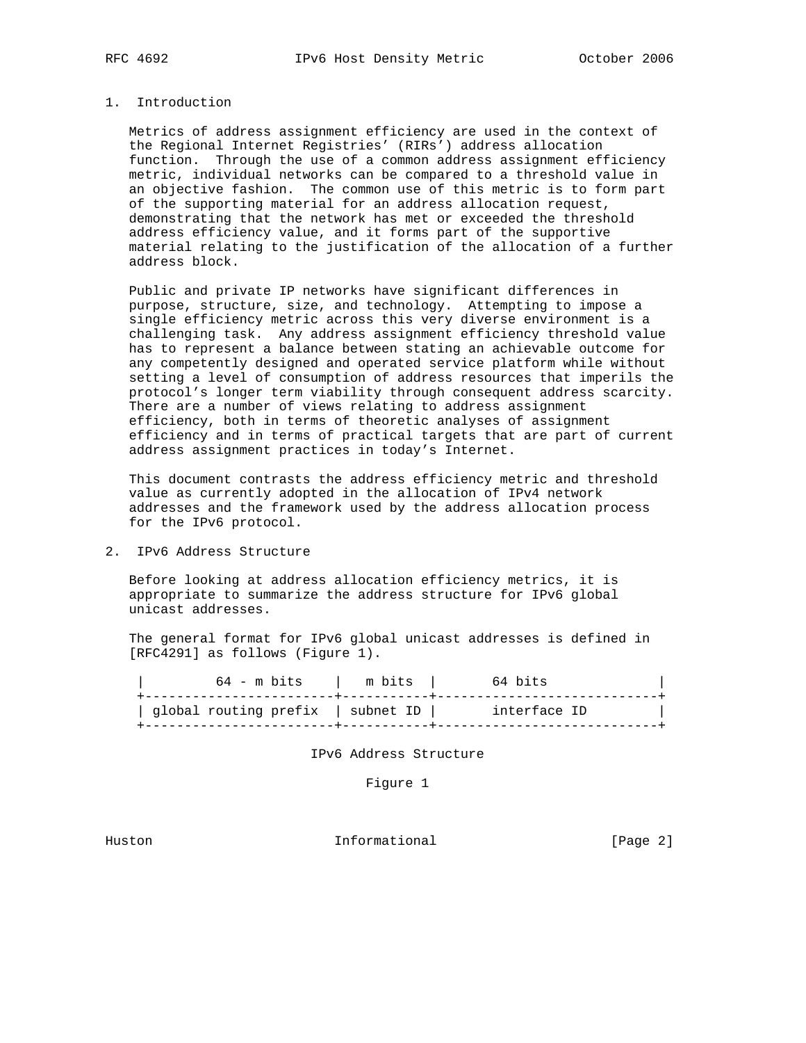## 1. Introduction

Metrics of address assignment efficiency are used in the context of the Regional Internet Registries' (RIRs') address allocation function. Through the use of a common address assignment efficiency metric, individual networks can be compared to a threshold value in an objective fashion. The common use of this metric is to form part of the supporting material for an address allocation request, demonstrating that the network has met or exceeded the threshold address efficiency value, and it forms part of the supportive material relating to the justification of the allocation of a further address block.

Public and private IP networks have significant differences in purpose, structure, size, and technology. Attempting to impose a single efficiency metric across this very diverse environment is a challenging task. Any address assignment efficiency threshold value has to represent a balance between stating an achievable outcome for any competently designed and operated service platform while without setting a level of consumption of address resources that imperils the protocol's longer term viability through consequent address scarcity. There are a number of views relating to address assignment efficiency, both in terms of theoretic analyses of assignment efficiency and in terms of practical targets that are part of current address assignment practices in today's Internet.

This document contrasts the address efficiency metric and threshold value as currently adopted in the allocation of IPv4 network addresses and the framework used by the address allocation process for the IPv6 protocol.

## 2. IPv6 Address Structure

Before looking at address allocation efficiency metrics, it is appropriate to summarize the address structure for IPv6 global unicast addresses.

The general format for IPv6 global unicast addresses is defined in [RFC4291] as follows (Figure 1).

```
|         64 - m bits    |   m bits  |       64 bits              |
+------------------------+-----------+----------------------------+
| global routing prefix  | subnet ID |       interface ID         |
+------------------------+-----------+----------------------------+
```

IPv6 Address Structure

Figure 1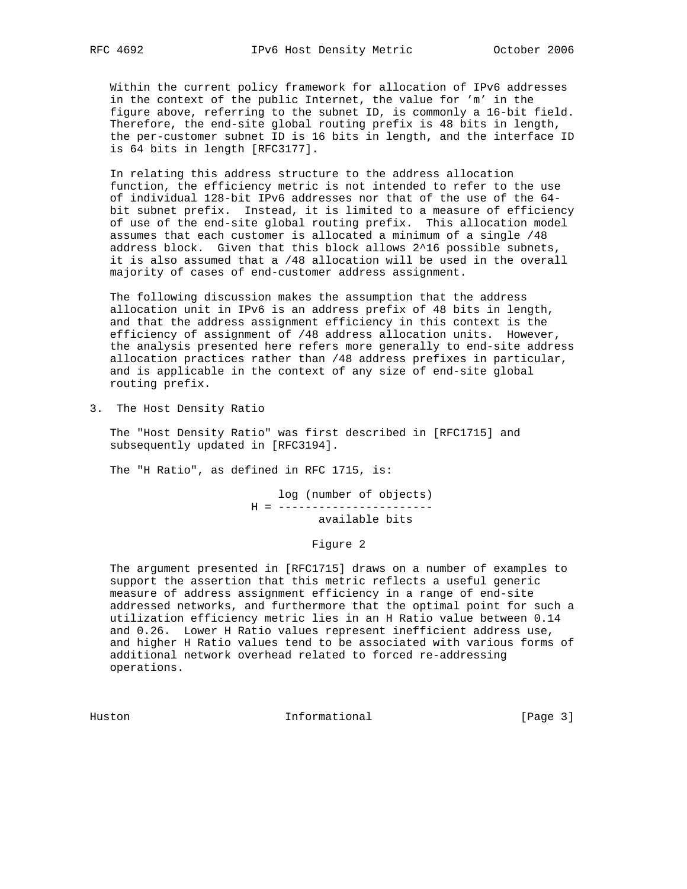Within the current policy framework for allocation of IPv6 addresses in the context of the public Internet, the value for 'm' in the figure above, referring to the subnet ID, is commonly a 16-bit field. Therefore, the end-site global routing prefix is 48 bits in length, the per-customer subnet ID is 16 bits in length, and the interface ID is 64 bits in length [RFC3177].

In relating this address structure to the address allocation function, the efficiency metric is not intended to refer to the use of individual 128-bit IPv6 addresses nor that of the use of the 64-bit subnet prefix. Instead, it is limited to a measure of efficiency of use of the end-site global routing prefix. This allocation model assumes that each customer is allocated a minimum of a single /48 address block. Given that this block allows 2^16 possible subnets, it is also assumed that a /48 allocation will be used in the overall majority of cases of end-customer address assignment.

The following discussion makes the assumption that the address allocation unit in IPv6 is an address prefix of 48 bits in length, and that the address assignment efficiency in this context is the efficiency of assignment of /48 address allocation units. However, the analysis presented here refers more generally to end-site address allocation practices rather than /48 address prefixes in particular, and is applicable in the context of any size of end-site global routing prefix.

## 3. The Host Density Ratio

The "Host Density Ratio" was first described in [RFC1715] and subsequently updated in [RFC3194].

The "H Ratio", as defined in RFC 1715, is:

$$H = \frac{\log(\text{number of objects})}{\text{available bits}}$$

Figure 2

The argument presented in [RFC1715] draws on a number of examples to support the assertion that this metric reflects a useful generic measure of address assignment efficiency in a range of end-site addressed networks, and furthermore that the optimal point for such a utilization efficiency metric lies in an H Ratio value between 0.14 and 0.26. Lower H Ratio values represent inefficient address use, and higher H Ratio values tend to be associated with various forms of additional network overhead related to forced re-addressing operations.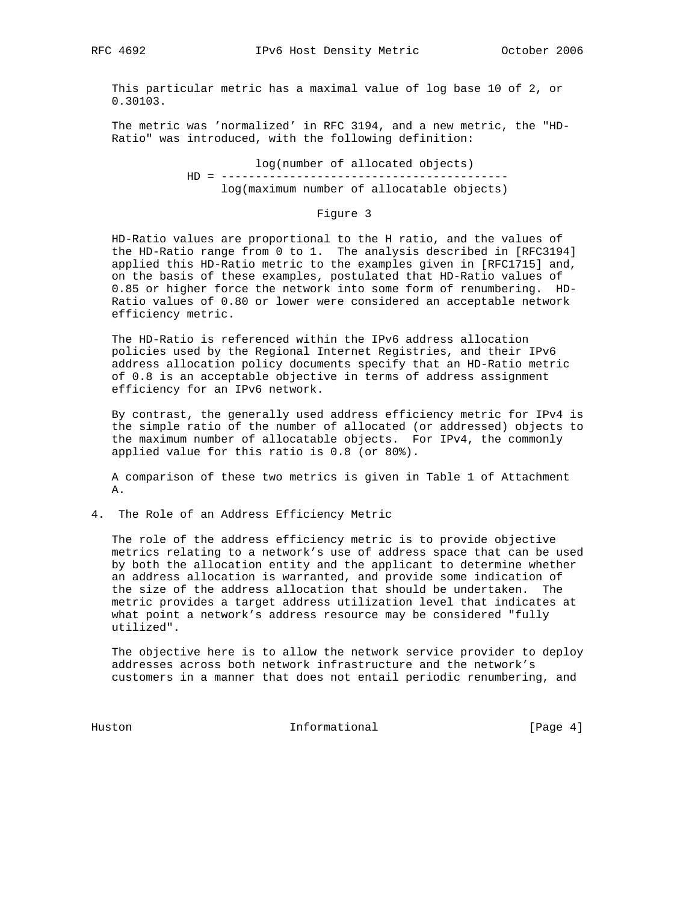This particular metric has a maximal value of log base 10 of 2, or 0.30103.

The metric was 'normalized' in RFC 3194, and a new metric, the "HD-Ratio" was introduced, with the following definition:

$$HD = \frac{\log(\text{number of allocated objects})}{\log(\text{maximum number of allocatable objects})}$$

Figure 3

HD-Ratio values are proportional to the H ratio, and the values of the HD-Ratio range from 0 to 1. The analysis described in [RFC3194] applied this HD-Ratio metric to the examples given in [RFC1715] and, on the basis of these examples, postulated that HD-Ratio values of 0.85 or higher force the network into some form of renumbering. HD-Ratio values of 0.80 or lower were considered an acceptable network efficiency metric.

The HD-Ratio is referenced within the IPv6 address allocation policies used by the Regional Internet Registries, and their IPv6 address allocation policy documents specify that an HD-Ratio metric of 0.8 is an acceptable objective in terms of address assignment efficiency for an IPv6 network.

By contrast, the generally used address efficiency metric for IPv4 is the simple ratio of the number of allocated (or addressed) objects to the maximum number of allocatable objects. For IPv4, the commonly applied value for this ratio is 0.8 (or 80%).

A comparison of these two metrics is given in Table 1 of Attachment A.

## 4. The Role of an Address Efficiency Metric

The role of the address efficiency metric is to provide objective metrics relating to a network's use of address space that can be used by both the allocation entity and the applicant to determine whether an address allocation is warranted, and provide some indication of the size of the address allocation that should be undertaken. The metric provides a target address utilization level that indicates at what point a network's address resource may be considered "fully utilized".

The objective here is to allow the network service provider to deploy addresses across both network infrastructure and the network's customers in a manner that does not entail periodic renumbering, and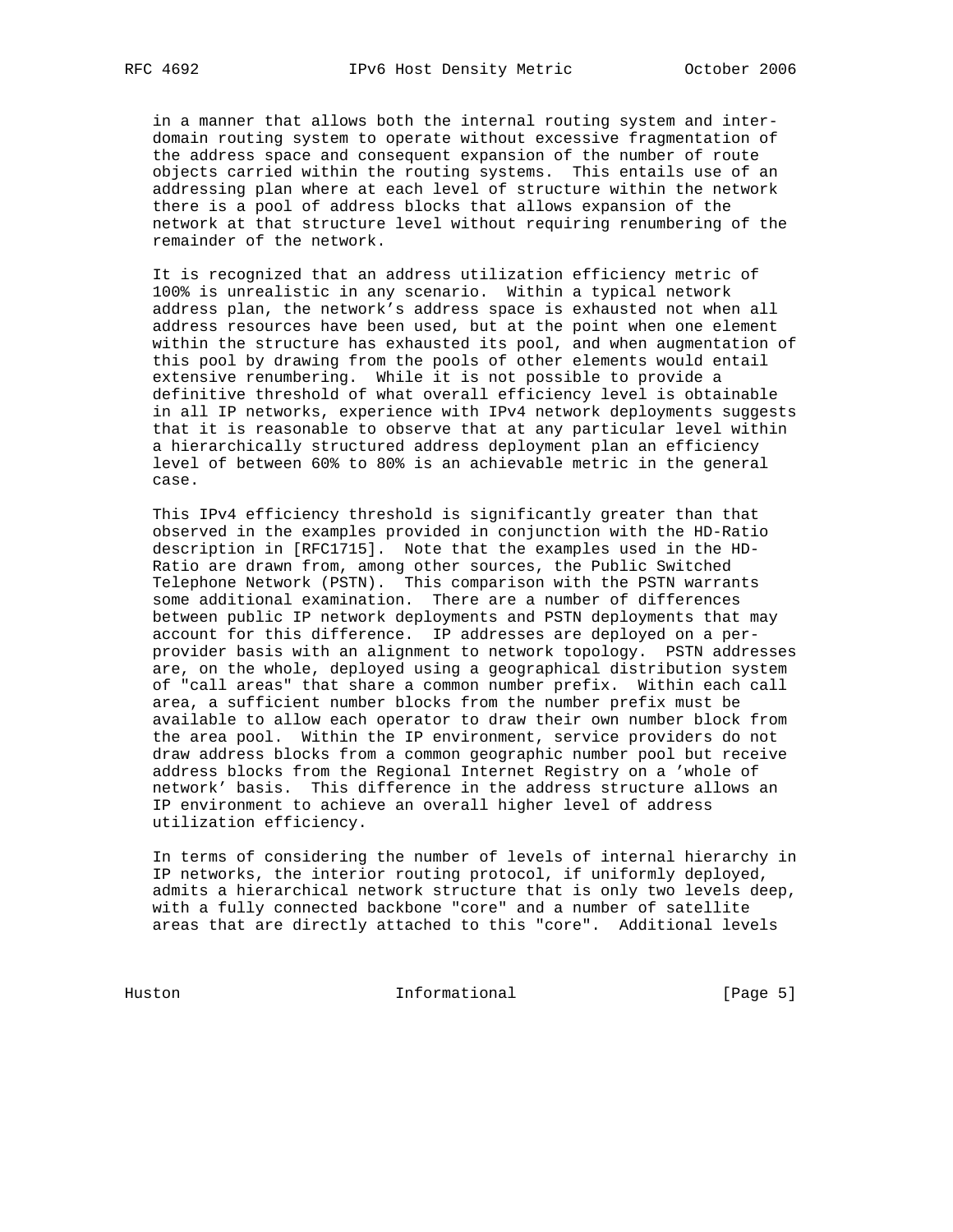in a manner that allows both the internal routing system and inter-domain routing system to operate without excessive fragmentation of the address space and consequent expansion of the number of route objects carried within the routing systems. This entails use of an addressing plan where at each level of structure within the network there is a pool of address blocks that allows expansion of the network at that structure level without requiring renumbering of the remainder of the network.

It is recognized that an address utilization efficiency metric of 100% is unrealistic in any scenario. Within a typical network address plan, the network's address space is exhausted not when all address resources have been used, but at the point when one element within the structure has exhausted its pool, and when augmentation of this pool by drawing from the pools of other elements would entail extensive renumbering. While it is not possible to provide a definitive threshold of what overall efficiency level is obtainable in all IP networks, experience with IPv4 network deployments suggests that it is reasonable to observe that at any particular level within a hierarchically structured address deployment plan an efficiency level of between 60% to 80% is an achievable metric in the general case.

This IPv4 efficiency threshold is significantly greater than that observed in the examples provided in conjunction with the HD-Ratio description in [RFC1715]. Note that the examples used in the HD-Ratio are drawn from, among other sources, the Public Switched Telephone Network (PSTN). This comparison with the PSTN warrants some additional examination. There are a number of differences between public IP network deployments and PSTN deployments that may account for this difference. IP addresses are deployed on a per-provider basis with an alignment to network topology. PSTN addresses are, on the whole, deployed using a geographical distribution system of "call areas" that share a common number prefix. Within each call area, a sufficient number blocks from the number prefix must be available to allow each operator to draw their own number block from the area pool. Within the IP environment, service providers do not draw address blocks from a common geographic number pool but receive address blocks from the Regional Internet Registry on a 'whole of network' basis. This difference in the address structure allows an IP environment to achieve an overall higher level of address utilization efficiency.

In terms of considering the number of levels of internal hierarchy in IP networks, the interior routing protocol, if uniformly deployed, admits a hierarchical network structure that is only two levels deep, with a fully connected backbone "core" and a number of satellite areas that are directly attached to this "core". Additional levels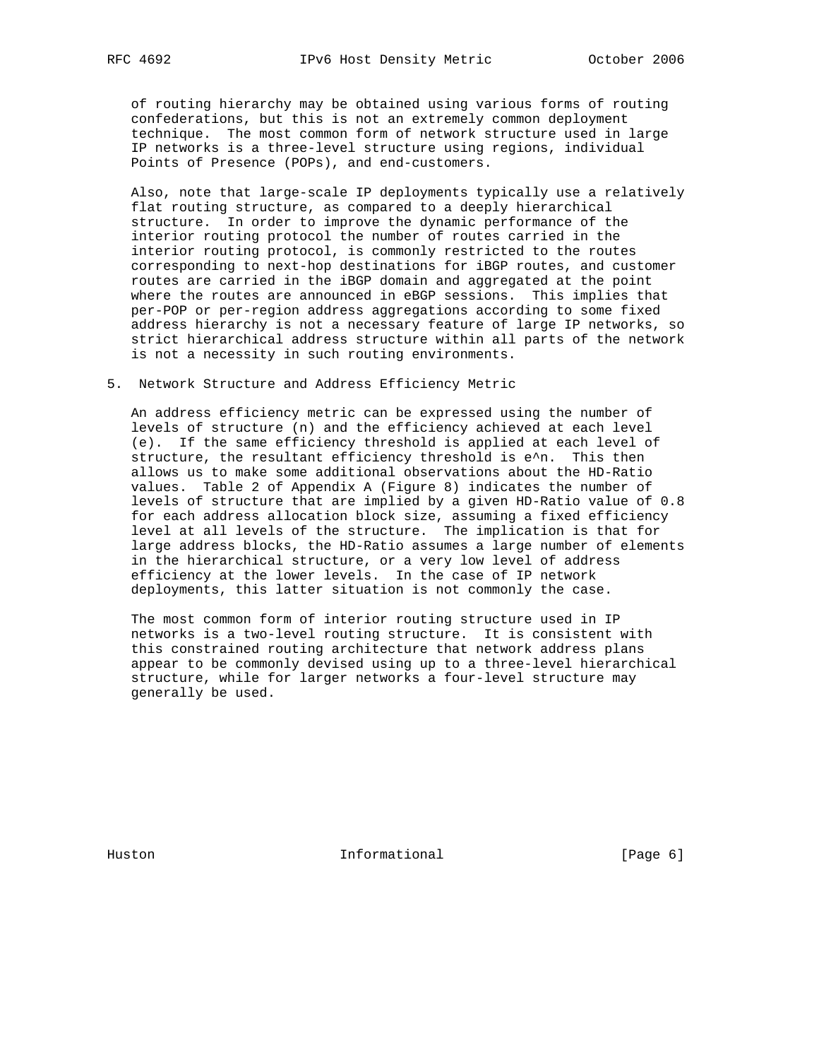of routing hierarchy may be obtained using various forms of routing confederations, but this is not an extremely common deployment technique. The most common form of network structure used in large IP networks is a three-level structure using regions, individual Points of Presence (POPs), and end-customers.

Also, note that large-scale IP deployments typically use a relatively flat routing structure, as compared to a deeply hierarchical structure. In order to improve the dynamic performance of the interior routing protocol the number of routes carried in the interior routing protocol, is commonly restricted to the routes corresponding to next-hop destinations for iBGP routes, and customer routes are carried in the iBGP domain and aggregated at the point where the routes are announced in eBGP sessions. This implies that per-POP or per-region address aggregations according to some fixed address hierarchy is not a necessary feature of large IP networks, so strict hierarchical address structure within all parts of the network is not a necessity in such routing environments.

## 5. Network Structure and Address Efficiency Metric

An address efficiency metric can be expressed using the number of levels of structure (n) and the efficiency achieved at each level (e). If the same efficiency threshold is applied at each level of structure, the resultant efficiency threshold is $e^n$. This then allows us to make some additional observations about the HD-Ratio values. Table 2 of Appendix A (Figure 8) indicates the number of levels of structure that are implied by a given HD-Ratio value of 0.8 for each address allocation block size, assuming a fixed efficiency level at all levels of the structure. The implication is that for large address blocks, the HD-Ratio assumes a large number of elements in the hierarchical structure, or a very low level of address efficiency at the lower levels. In the case of IP network deployments, this latter situation is not commonly the case.

The most common form of interior routing structure used in IP networks is a two-level routing structure. It is consistent with this constrained routing architecture that network address plans appear to be commonly devised using up to a three-level hierarchical structure, while for larger networks a four-level structure may generally be used.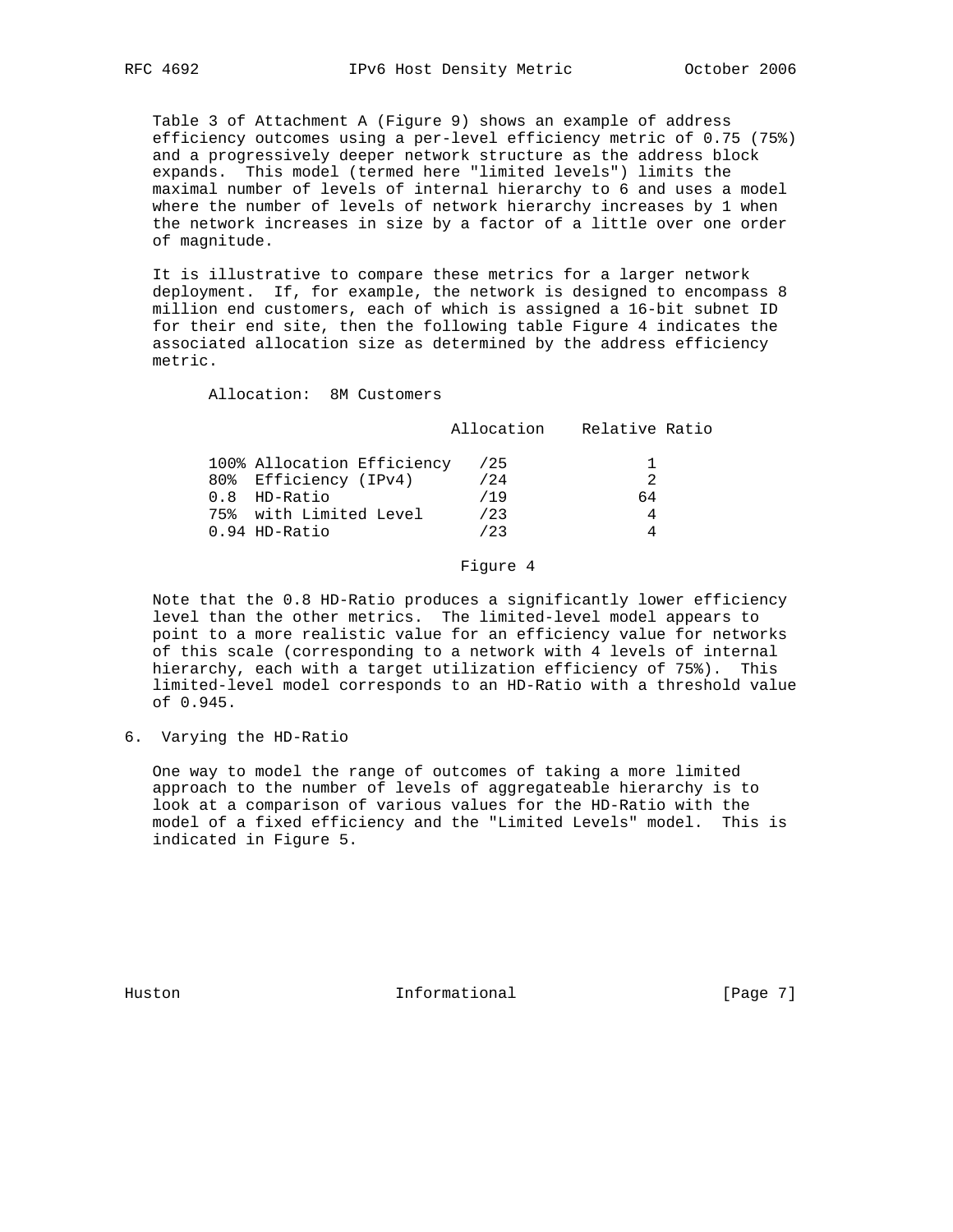Table 3 of Attachment A (Figure 9) shows an example of address efficiency outcomes using a per-level efficiency metric of 0.75 (75%) and a progressively deeper network structure as the address block expands. This model (termed here "limited levels") limits the maximal number of levels of internal hierarchy to 6 and uses a model where the number of levels of network hierarchy increases by 1 when the network increases in size by a factor of a little over one order of magnitude.

It is illustrative to compare these metrics for a larger network deployment. If, for example, the network is designed to encompass 8 million end customers, each of which is assigned a 16-bit subnet ID for their end site, then the following table Figure 4 indicates the associated allocation size as determined by the address efficiency metric.

Allocation: 8M Customers

| | Allocation | Relative Ratio |
|---|---|---|
| 100% Allocation Efficiency | /25 | 1 |
| 80% Efficiency (IPv4) | /24 | 2 |
| 0.8 HD-Ratio | /19 | 64 |
| 75% with Limited Level | /23 | 4 |
| 0.94 HD-Ratio | /23 | 4 |

Figure 4

Note that the 0.8 HD-Ratio produces a significantly lower efficiency level than the other metrics. The limited-level model appears to point to a more realistic value for an efficiency value for networks of this scale (corresponding to a network with 4 levels of internal hierarchy, each with a target utilization efficiency of 75%). This limited-level model corresponds to an HD-Ratio with a threshold value of 0.945.

## 6. Varying the HD-Ratio

One way to model the range of outcomes of taking a more limited approach to the number of levels of aggregateable hierarchy is to look at a comparison of various values for the HD-Ratio with the model of a fixed efficiency and the "Limited Levels" model. This is indicated in Figure 5.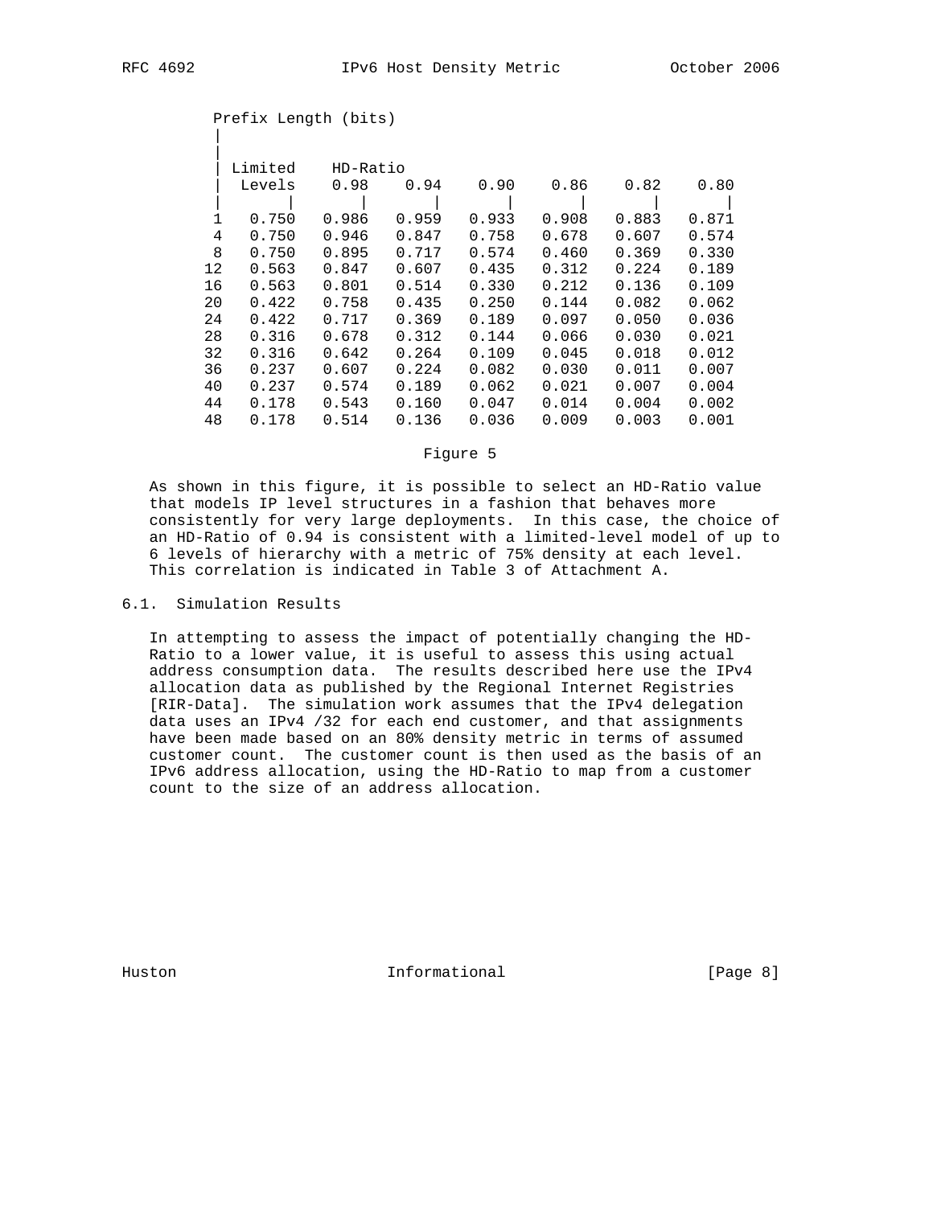| Prefix Length (bits) | Limited Levels | HD-Ratio 0.98 | 0.94 | 0.90 | 0.86 | 0.82 | 0.80 |
|---|---|---|---|---|---|---|---|
| 1 | 0.750 | 0.986 | 0.959 | 0.933 | 0.908 | 0.883 | 0.871 |
| 4 | 0.750 | 0.946 | 0.847 | 0.758 | 0.678 | 0.607 | 0.574 |
| 8 | 0.750 | 0.895 | 0.717 | 0.574 | 0.460 | 0.369 | 0.330 |
| 12 | 0.563 | 0.847 | 0.607 | 0.435 | 0.312 | 0.224 | 0.189 |
| 16 | 0.563 | 0.801 | 0.514 | 0.330 | 0.212 | 0.136 | 0.109 |
| 20 | 0.422 | 0.758 | 0.435 | 0.250 | 0.144 | 0.082 | 0.062 |
| 24 | 0.422 | 0.717 | 0.369 | 0.189 | 0.097 | 0.050 | 0.036 |
| 28 | 0.316 | 0.678 | 0.312 | 0.144 | 0.066 | 0.030 | 0.021 |
| 32 | 0.316 | 0.642 | 0.264 | 0.109 | 0.045 | 0.018 | 0.012 |
| 36 | 0.237 | 0.607 | 0.224 | 0.082 | 0.030 | 0.011 | 0.007 |
| 40 | 0.237 | 0.574 | 0.189 | 0.062 | 0.021 | 0.007 | 0.004 |
| 44 | 0.178 | 0.543 | 0.160 | 0.047 | 0.014 | 0.004 | 0.002 |
| 48 | 0.178 | 0.514 | 0.136 | 0.036 | 0.009 | 0.003 | 0.001 |

Figure 5

As shown in this figure, it is possible to select an HD-Ratio value that models IP level structures in a fashion that behaves more consistently for very large deployments. In this case, the choice of an HD-Ratio of 0.94 is consistent with a limited-level model of up to 6 levels of hierarchy with a metric of 75% density at each level. This correlation is indicated in Table 3 of Attachment A.

## 6.1. Simulation Results

In attempting to assess the impact of potentially changing the HD-Ratio to a lower value, it is useful to assess this using actual address consumption data. The results described here use the IPv4 allocation data as published by the Regional Internet Registries [RIR-Data]. The simulation work assumes that the IPv4 delegation data uses an IPv4 /32 for each end customer, and that assignments have been made based on an 80% density metric in terms of assumed customer count. The customer count is then used as the basis of an IPv6 address allocation, using the HD-Ratio to map from a customer count to the size of an address allocation.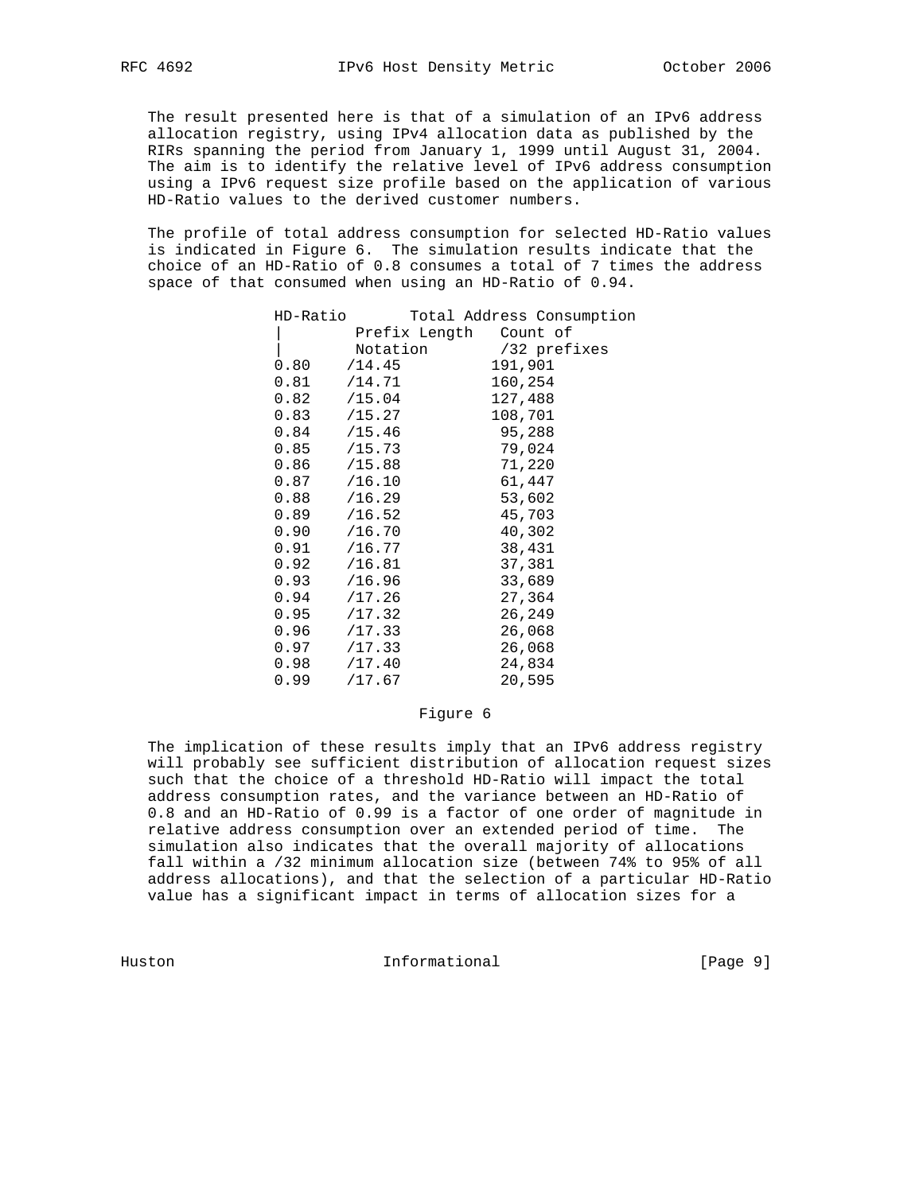The result presented here is that of a simulation of an IPv6 address allocation registry, using IPv4 allocation data as published by the RIRs spanning the period from January 1, 1999 until August 31, 2004. The aim is to identify the relative level of IPv6 address consumption using a IPv6 request size profile based on the application of various HD-Ratio values to the derived customer numbers.

The profile of total address consumption for selected HD-Ratio values is indicated in Figure 6. The simulation results indicate that the choice of an HD-Ratio of 0.8 consumes a total of 7 times the address space of that consumed when using an HD-Ratio of 0.94.

| HD-Ratio | Total Address Consumption | |
|---|---|---|
| | Prefix Length Notation | Count of /32 prefixes |
| 0.80 | /14.45 | 191,901 |
| 0.81 | /14.71 | 160,254 |
| 0.82 | /15.04 | 127,488 |
| 0.83 | /15.27 | 108,701 |
| 0.84 | /15.46 | 95,288 |
| 0.85 | /15.73 | 79,024 |
| 0.86 | /15.88 | 71,220 |
| 0.87 | /16.10 | 61,447 |
| 0.88 | /16.29 | 53,602 |
| 0.89 | /16.52 | 45,703 |
| 0.90 | /16.70 | 40,302 |
| 0.91 | /16.77 | 38,431 |
| 0.92 | /16.81 | 37,381 |
| 0.93 | /16.96 | 33,689 |
| 0.94 | /17.26 | 27,364 |
| 0.95 | /17.32 | 26,249 |
| 0.96 | /17.33 | 26,068 |
| 0.97 | /17.33 | 26,068 |
| 0.98 | /17.40 | 24,834 |
| 0.99 | /17.67 | 20,595 |

Figure 6

The implication of these results imply that an IPv6 address registry will probably see sufficient distribution of allocation request sizes such that the choice of a threshold HD-Ratio will impact the total address consumption rates, and the variance between an HD-Ratio of 0.8 and an HD-Ratio of 0.99 is a factor of one order of magnitude in relative address consumption over an extended period of time. The simulation also indicates that the overall majority of allocations fall within a /32 minimum allocation size (between 74% to 95% of all address allocations), and that the selection of a particular HD-Ratio value has a significant impact in terms of allocation sizes for a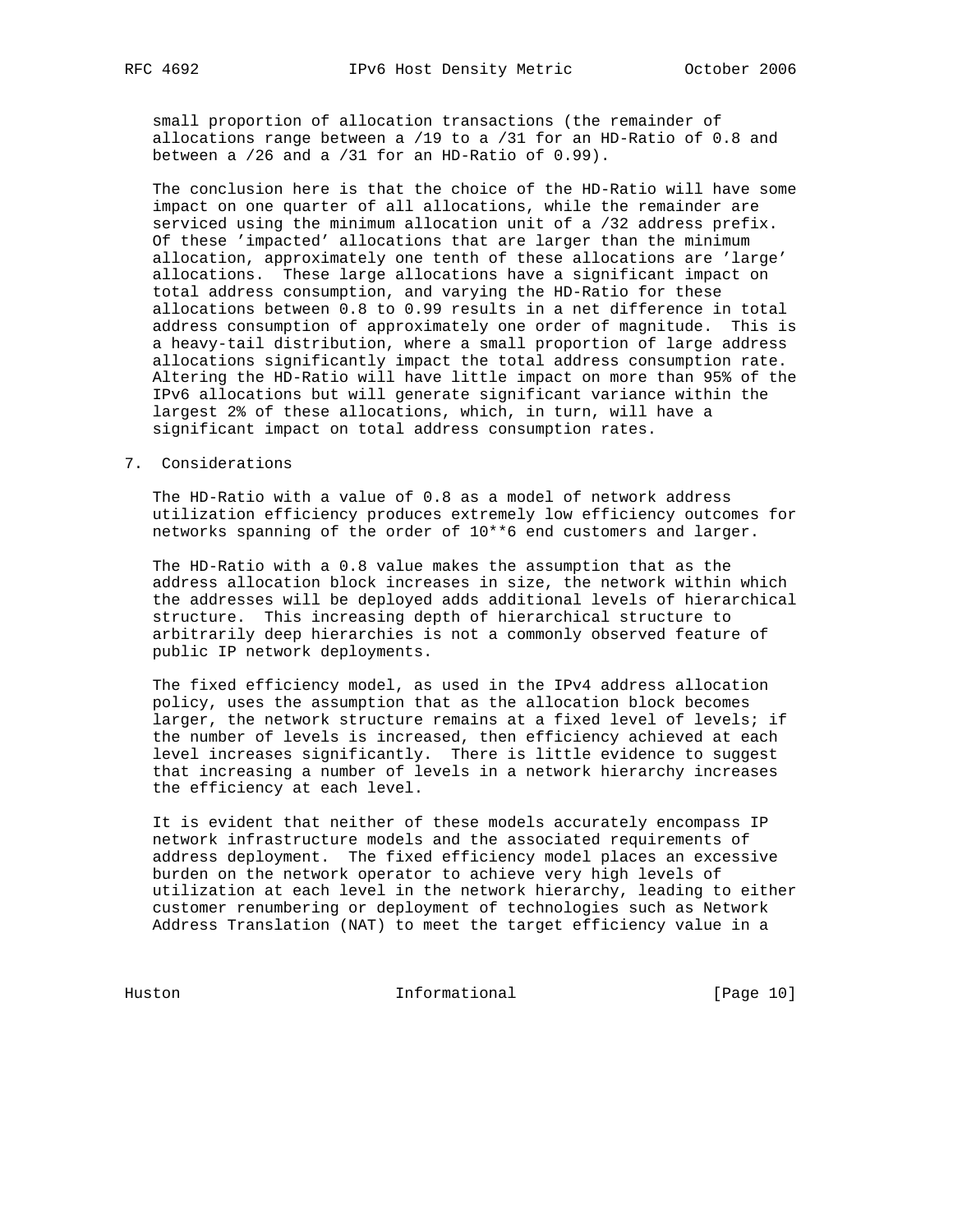small proportion of allocation transactions (the remainder of allocations range between a /19 to a /31 for an HD-Ratio of 0.8 and between a /26 and a /31 for an HD-Ratio of 0.99).

The conclusion here is that the choice of the HD-Ratio will have some impact on one quarter of all allocations, while the remainder are serviced using the minimum allocation unit of a /32 address prefix. Of these 'impacted' allocations that are larger than the minimum allocation, approximately one tenth of these allocations are 'large' allocations. These large allocations have a significant impact on total address consumption, and varying the HD-Ratio for these allocations between 0.8 to 0.99 results in a net difference in total address consumption of approximately one order of magnitude. This is a heavy-tail distribution, where a small proportion of large address allocations significantly impact the total address consumption rate. Altering the HD-Ratio will have little impact on more than 95% of the IPv6 allocations but will generate significant variance within the largest 2% of these allocations, which, in turn, will have a significant impact on total address consumption rates.

## 7. Considerations

The HD-Ratio with a value of 0.8 as a model of network address utilization efficiency produces extremely low efficiency outcomes for networks spanning of the order of 10**6 end customers and larger.

The HD-Ratio with a 0.8 value makes the assumption that as the address allocation block increases in size, the network within which the addresses will be deployed adds additional levels of hierarchical structure. This increasing depth of hierarchical structure to arbitrarily deep hierarchies is not a commonly observed feature of public IP network deployments.

The fixed efficiency model, as used in the IPv4 address allocation policy, uses the assumption that as the allocation block becomes larger, the network structure remains at a fixed level of levels; if the number of levels is increased, then efficiency achieved at each level increases significantly. There is little evidence to suggest that increasing a number of levels in a network hierarchy increases the efficiency at each level.

It is evident that neither of these models accurately encompass IP network infrastructure models and the associated requirements of address deployment. The fixed efficiency model places an excessive burden on the network operator to achieve very high levels of utilization at each level in the network hierarchy, leading to either customer renumbering or deployment of technologies such as Network Address Translation (NAT) to meet the target efficiency value in a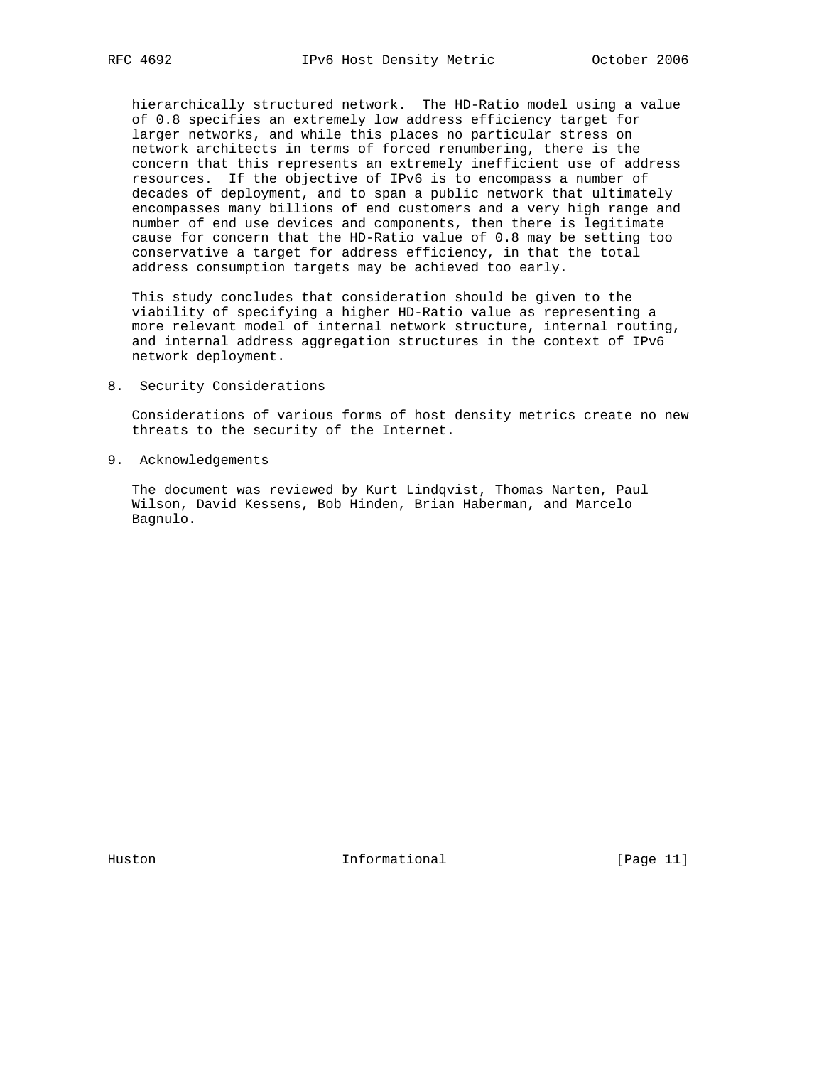hierarchically structured network. The HD-Ratio model using a value of 0.8 specifies an extremely low address efficiency target for larger networks, and while this places no particular stress on network architects in terms of forced renumbering, there is the concern that this represents an extremely inefficient use of address resources. If the objective of IPv6 is to encompass a number of decades of deployment, and to span a public network that ultimately encompasses many billions of end customers and a very high range and number of end use devices and components, then there is legitimate cause for concern that the HD-Ratio value of 0.8 may be setting too conservative a target for address efficiency, in that the total address consumption targets may be achieved too early.

This study concludes that consideration should be given to the viability of specifying a higher HD-Ratio value as representing a more relevant model of internal network structure, internal routing, and internal address aggregation structures in the context of IPv6 network deployment.

## 8. Security Considerations

Considerations of various forms of host density metrics create no new threats to the security of the Internet.

## 9. Acknowledgements

The document was reviewed by Kurt Lindqvist, Thomas Narten, Paul Wilson, David Kessens, Bob Hinden, Brian Haberman, and Marcelo Bagnulo.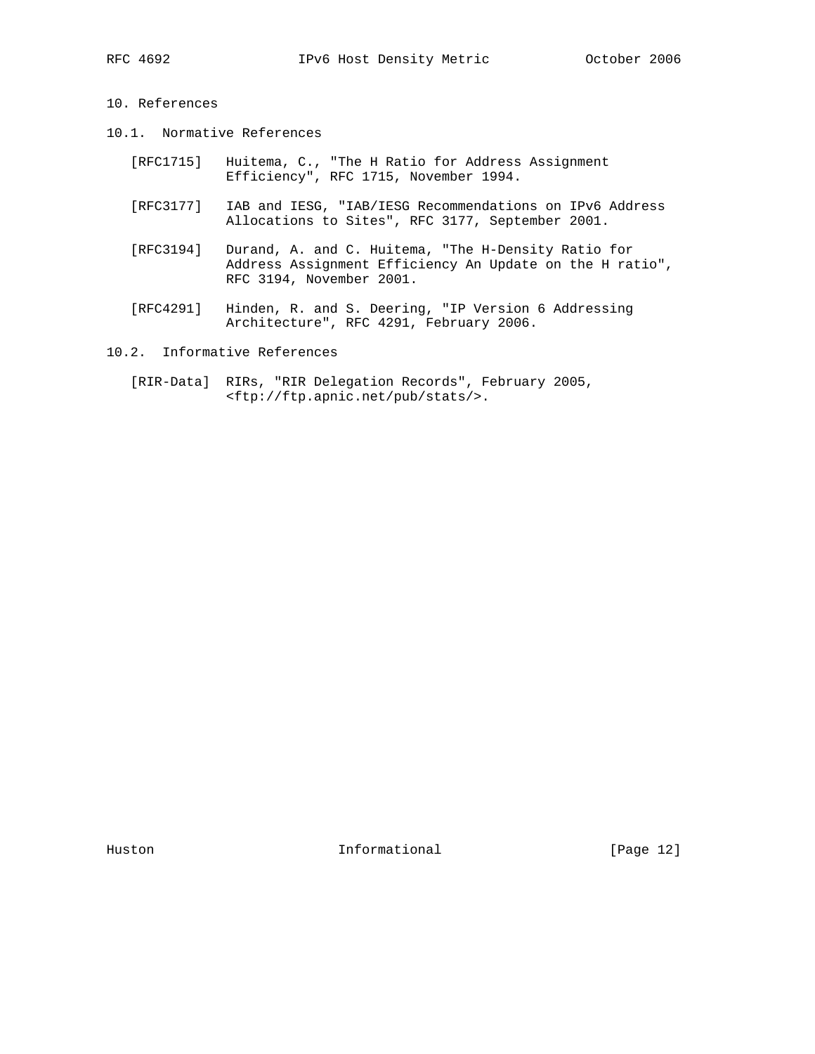# 10. References

## 10.1. Normative References

[RFC1715] Huitema, C., "The H Ratio for Address Assignment Efficiency", RFC 1715, November 1994.

[RFC3177] IAB and IESG, "IAB/IESG Recommendations on IPv6 Address Allocations to Sites", RFC 3177, September 2001.

[RFC3194] Durand, A. and C. Huitema, "The H-Density Ratio for Address Assignment Efficiency An Update on the H ratio", RFC 3194, November 2001.

[RFC4291] Hinden, R. and S. Deering, "IP Version 6 Addressing Architecture", RFC 4291, February 2006.

## 10.2. Informative References

[RIR-Data] RIRs, "RIR Delegation Records", February 2005, <ftp://ftp.apnic.net/pub/stats/>.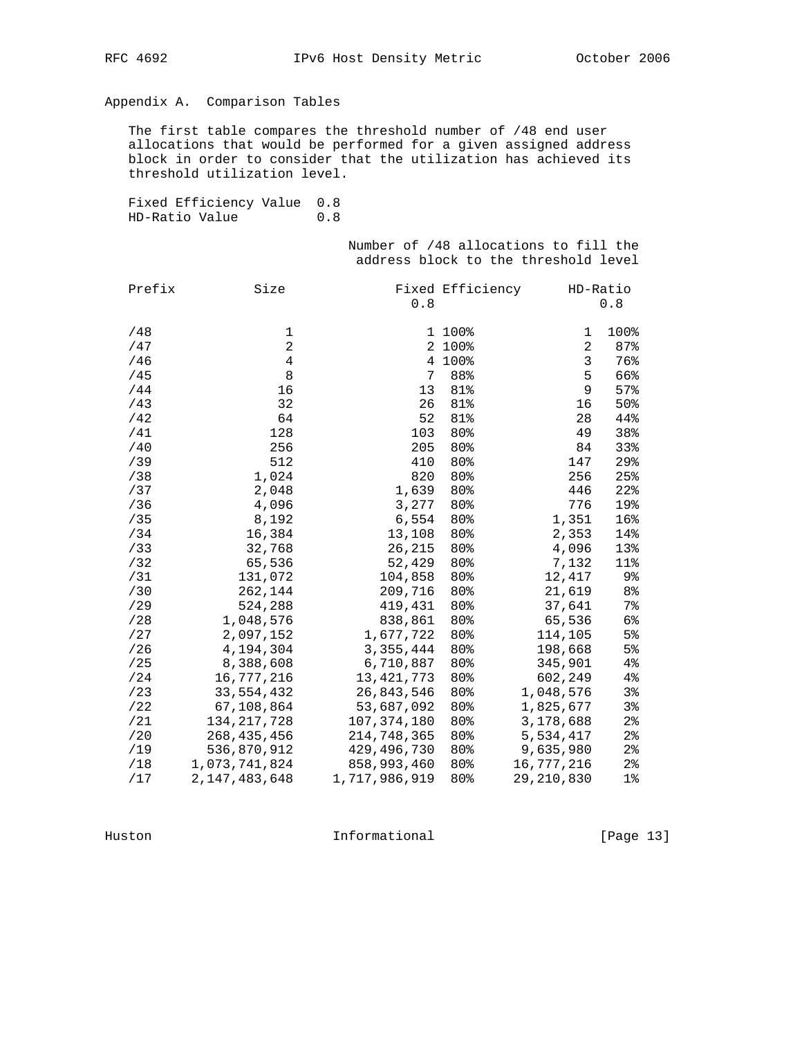## Appendix A. Comparison Tables

The first table compares the threshold number of /48 end user allocations that would be performed for a given assigned address block in order to consider that the utilization has achieved its threshold utilization level.

Fixed Efficiency Value 0.8
HD-Ratio Value 0.8

Number of /48 allocations to fill the address block to the threshold level

| Prefix | Size | Fixed Efficiency 0.8 | | HD-Ratio 0.8 | |
|---|---|---|---|---|---|
| /48 | 1 | 1 | 100% | 1 | 100% |
| /47 | 2 | 2 | 100% | 2 | 87% |
| /46 | 4 | 4 | 100% | 3 | 76% |
| /45 | 8 | 7 | 88% | 5 | 66% |
| /44 | 16 | 13 | 81% | 9 | 57% |
| /43 | 32 | 26 | 81% | 16 | 50% |
| /42 | 64 | 52 | 81% | 28 | 44% |
| /41 | 128 | 103 | 80% | 49 | 38% |
| /40 | 256 | 205 | 80% | 84 | 33% |
| /39 | 512 | 410 | 80% | 147 | 29% |
| /38 | 1,024 | 820 | 80% | 256 | 25% |
| /37 | 2,048 | 1,639 | 80% | 446 | 22% |
| /36 | 4,096 | 3,277 | 80% | 776 | 19% |
| /35 | 8,192 | 6,554 | 80% | 1,351 | 16% |
| /34 | 16,384 | 13,108 | 80% | 2,353 | 14% |
| /33 | 32,768 | 26,215 | 80% | 4,096 | 13% |
| /32 | 65,536 | 52,429 | 80% | 7,132 | 11% |
| /31 | 131,072 | 104,858 | 80% | 12,417 | 9% |
| /30 | 262,144 | 209,716 | 80% | 21,619 | 8% |
| /29 | 524,288 | 419,431 | 80% | 37,641 | 7% |
| /28 | 1,048,576 | 838,861 | 80% | 65,536 | 6% |
| /27 | 2,097,152 | 1,677,722 | 80% | 114,105 | 5% |
| /26 | 4,194,304 | 3,355,444 | 80% | 198,668 | 5% |
| /25 | 8,388,608 | 6,710,887 | 80% | 345,901 | 4% |
| /24 | 16,777,216 | 13,421,773 | 80% | 602,249 | 4% |
| /23 | 33,554,432 | 26,843,546 | 80% | 1,048,576 | 3% |
| /22 | 67,108,864 | 53,687,092 | 80% | 1,825,677 | 3% |
| /21 | 134,217,728 | 107,374,180 | 80% | 3,178,688 | 2% |
| /20 | 268,435,456 | 214,748,365 | 80% | 5,534,417 | 2% |
| /19 | 536,870,912 | 429,496,730 | 80% | 9,635,980 | 2% |
| /18 | 1,073,741,824 | 858,993,460 | 80% | 16,777,216 | 2% |
| /17 | 2,147,483,648 | 1,717,986,919 | 80% | 29,210,830 | 1% |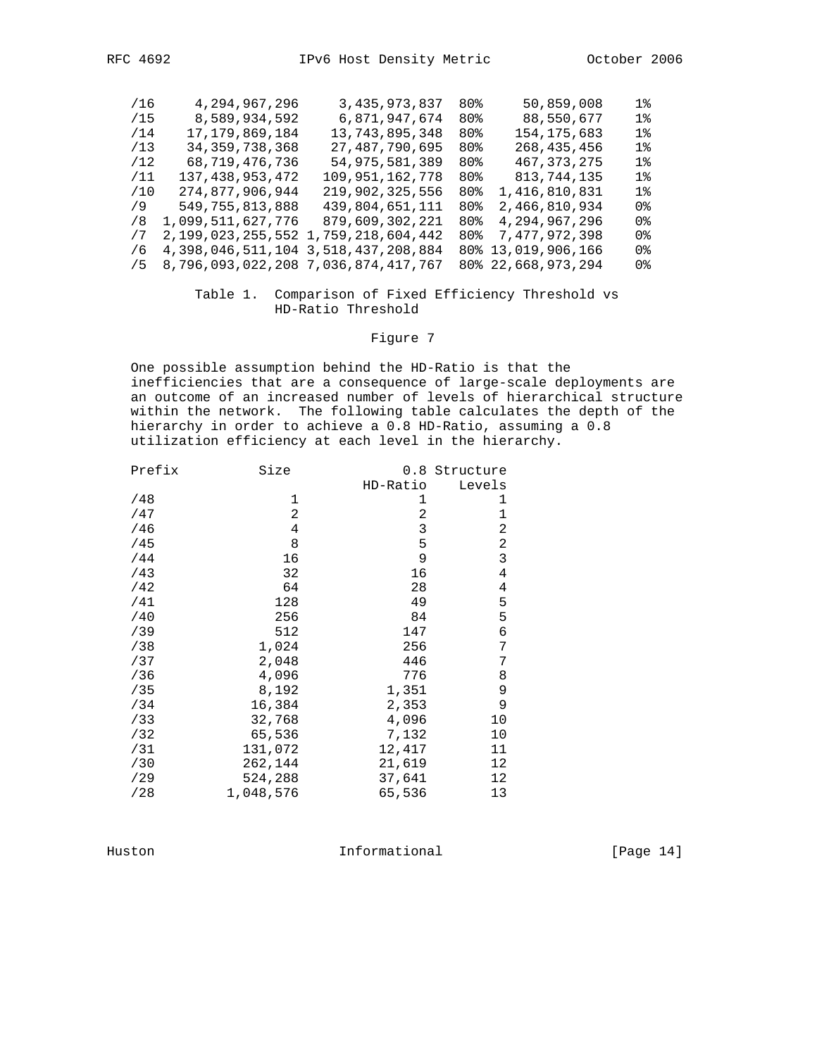| Prefix | Size | | | | |
|---|---|---|---|---|---|
| /16 | 4,294,967,296 | 3,435,973,837 | 80% | 50,859,008 | 1% |
| /15 | 8,589,934,592 | 6,871,947,674 | 80% | 88,550,677 | 1% |
| /14 | 17,179,869,184 | 13,743,895,348 | 80% | 154,175,683 | 1% |
| /13 | 34,359,738,368 | 27,487,790,695 | 80% | 268,435,456 | 1% |
| /12 | 68,719,476,736 | 54,975,581,389 | 80% | 467,373,275 | 1% |
| /11 | 137,438,953,472 | 109,951,162,778 | 80% | 813,744,135 | 1% |
| /10 | 274,877,906,944 | 219,902,325,556 | 80% | 1,416,810,831 | 1% |
| /9 | 549,755,813,888 | 439,804,651,111 | 80% | 2,466,810,934 | 0% |
| /8 | 1,099,511,627,776 | 879,609,302,221 | 80% | 4,294,967,296 | 0% |
| /7 | 2,199,023,255,552 | 1,759,218,604,442 | 80% | 7,477,972,398 | 0% |
| /6 | 4,398,046,511,104 | 3,518,437,208,884 | 80% | 13,019,906,166 | 0% |
| /5 | 8,796,093,022,208 | 7,036,874,417,767 | 80% | 22,668,973,294 | 0% |

Table 1. Comparison of Fixed Efficiency Threshold vs HD-Ratio Threshold

Figure 7

One possible assumption behind the HD-Ratio is that the inefficiencies that are a consequence of large-scale deployments are an outcome of an increased number of levels of hierarchical structure within the network. The following table calculates the depth of the hierarchy in order to achieve a 0.8 HD-Ratio, assuming a 0.8 utilization efficiency at each level in the hierarchy.

| Prefix | Size | 0.8 HD-Ratio | Structure Levels |
|---|---|---|---|
| /48 | 1 | 1 | 1 |
| /47 | 2 | 2 | 1 |
| /46 | 4 | 3 | 2 |
| /45 | 8 | 5 | 2 |
| /44 | 16 | 9 | 3 |
| /43 | 32 | 16 | 4 |
| /42 | 64 | 28 | 4 |
| /41 | 128 | 49 | 5 |
| /40 | 256 | 84 | 5 |
| /39 | 512 | 147 | 6 |
| /38 | 1,024 | 256 | 7 |
| /37 | 2,048 | 446 | 7 |
| /36 | 4,096 | 776 | 8 |
| /35 | 8,192 | 1,351 | 9 |
| /34 | 16,384 | 2,353 | 9 |
| /33 | 32,768 | 4,096 | 10 |
| /32 | 65,536 | 7,132 | 10 |
| /31 | 131,072 | 12,417 | 11 |
| /30 | 262,144 | 21,619 | 12 |
| /29 | 524,288 | 37,641 | 12 |
| /28 | 1,048,576 | 65,536 | 13 |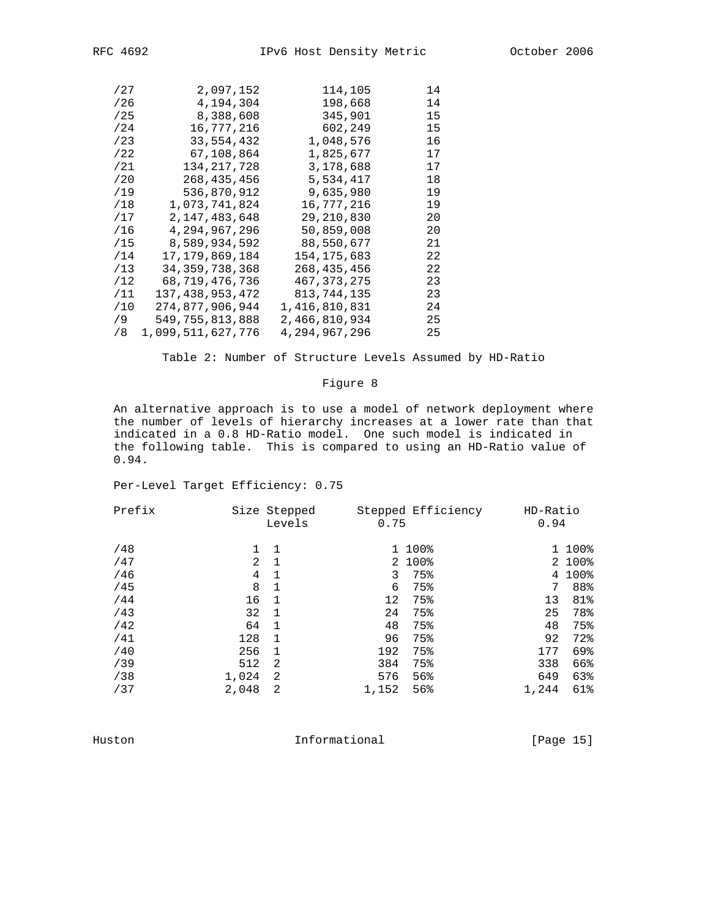| Prefix | Size | Host Count | Levels |
|---|---|---|---|
| /27 | 2,097,152 | 114,105 | 14 |
| /26 | 4,194,304 | 198,668 | 14 |
| /25 | 8,388,608 | 345,901 | 15 |
| /24 | 16,777,216 | 602,249 | 15 |
| /23 | 33,554,432 | 1,048,576 | 16 |
| /22 | 67,108,864 | 1,825,677 | 17 |
| /21 | 134,217,728 | 3,178,688 | 17 |
| /20 | 268,435,456 | 5,534,417 | 18 |
| /19 | 536,870,912 | 9,635,980 | 19 |
| /18 | 1,073,741,824 | 16,777,216 | 19 |
| /17 | 2,147,483,648 | 29,210,830 | 20 |
| /16 | 4,294,967,296 | 50,859,008 | 20 |
| /15 | 8,589,934,592 | 88,550,677 | 21 |
| /14 | 17,179,869,184 | 154,175,683 | 22 |
| /13 | 34,359,738,368 | 268,435,456 | 22 |
| /12 | 68,719,476,736 | 467,373,275 | 23 |
| /11 | 137,438,953,472 | 813,744,135 | 23 |
| /10 | 274,877,906,944 | 1,416,810,831 | 24 |
| /9 | 549,755,813,888 | 2,466,810,934 | 25 |
| /8 | 1,099,511,627,776 | 4,294,967,296 | 25 |

Table 2: Number of Structure Levels Assumed by HD-Ratio

Figure 8

An alternative approach is to use a model of network deployment where the number of levels of hierarchy increases at a lower rate than that indicated in a 0.8 HD-Ratio model. One such model is indicated in the following table. This is compared to using an HD-Ratio value of 0.94.

Per-Level Target Efficiency: 0.75

| Prefix | Size | Stepped Levels | Stepped 0.75 | Efficiency | HD-Ratio 0.94 | |
|---|---|---|---|---|---|---|
| /48 | 1 | 1 | 1 | 100% | 1 | 100% |
| /47 | 2 | 1 | 2 | 100% | 2 | 100% |
| /46 | 4 | 1 | 3 | 75% | 4 | 100% |
| /45 | 8 | 1 | 6 | 75% | 7 | 88% |
| /44 | 16 | 1 | 12 | 75% | 13 | 81% |
| /43 | 32 | 1 | 24 | 75% | 25 | 78% |
| /42 | 64 | 1 | 48 | 75% | 48 | 75% |
| /41 | 128 | 1 | 96 | 75% | 92 | 72% |
| /40 | 256 | 1 | 192 | 75% | 177 | 69% |
| /39 | 512 | 2 | 384 | 75% | 338 | 66% |
| /38 | 1,024 | 2 | 576 | 56% | 649 | 63% |
| /37 | 2,048 | 2 | 1,152 | 56% | 1,244 | 61% |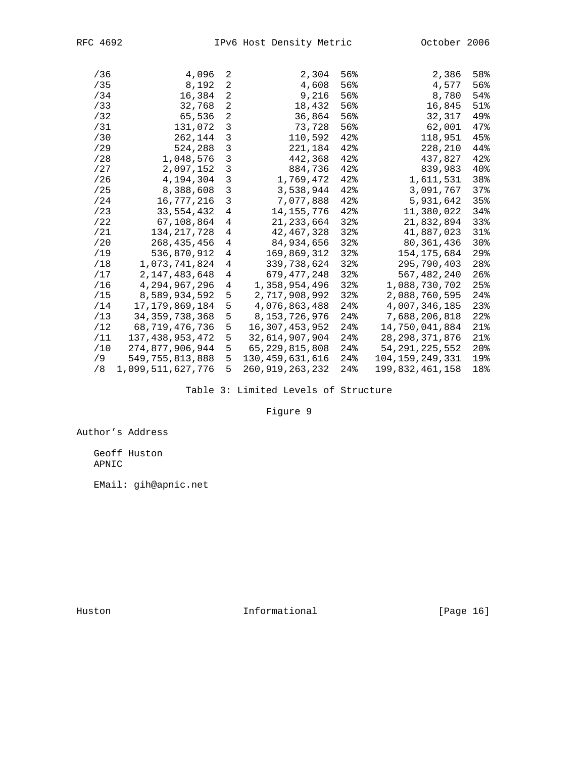| | | | | | | |
|---|---|---|---|---|---|---|
| /36 | 4,096 | 2 | 2,304 | 56% | 2,386 | 58% |
| /35 | 8,192 | 2 | 4,608 | 56% | 4,577 | 56% |
| /34 | 16,384 | 2 | 9,216 | 56% | 8,780 | 54% |
| /33 | 32,768 | 2 | 18,432 | 56% | 16,845 | 51% |
| /32 | 65,536 | 2 | 36,864 | 56% | 32,317 | 49% |
| /31 | 131,072 | 3 | 73,728 | 56% | 62,001 | 47% |
| /30 | 262,144 | 3 | 110,592 | 42% | 118,951 | 45% |
| /29 | 524,288 | 3 | 221,184 | 42% | 228,210 | 44% |
| /28 | 1,048,576 | 3 | 442,368 | 42% | 437,827 | 42% |
| /27 | 2,097,152 | 3 | 884,736 | 42% | 839,983 | 40% |
| /26 | 4,194,304 | 3 | 1,769,472 | 42% | 1,611,531 | 38% |
| /25 | 8,388,608 | 3 | 3,538,944 | 42% | 3,091,767 | 37% |
| /24 | 16,777,216 | 3 | 7,077,888 | 42% | 5,931,642 | 35% |
| /23 | 33,554,432 | 4 | 14,155,776 | 42% | 11,380,022 | 34% |
| /22 | 67,108,864 | 4 | 21,233,664 | 32% | 21,832,894 | 33% |
| /21 | 134,217,728 | 4 | 42,467,328 | 32% | 41,887,023 | 31% |
| /20 | 268,435,456 | 4 | 84,934,656 | 32% | 80,361,436 | 30% |
| /19 | 536,870,912 | 4 | 169,869,312 | 32% | 154,175,684 | 29% |
| /18 | 1,073,741,824 | 4 | 339,738,624 | 32% | 295,790,403 | 28% |
| /17 | 2,147,483,648 | 4 | 679,477,248 | 32% | 567,482,240 | 26% |
| /16 | 4,294,967,296 | 4 | 1,358,954,496 | 32% | 1,088,730,702 | 25% |
| /15 | 8,589,934,592 | 5 | 2,717,908,992 | 32% | 2,088,760,595 | 24% |
| /14 | 17,179,869,184 | 5 | 4,076,863,488 | 24% | 4,007,346,185 | 23% |
| /13 | 34,359,738,368 | 5 | 8,153,726,976 | 24% | 7,688,206,818 | 22% |
| /12 | 68,719,476,736 | 5 | 16,307,453,952 | 24% | 14,750,041,884 | 21% |
| /11 | 137,438,953,472 | 5 | 32,614,907,904 | 24% | 28,298,371,876 | 21% |
| /10 | 274,877,906,944 | 5 | 65,229,815,808 | 24% | 54,291,225,552 | 20% |
| /9 | 549,755,813,888 | 5 | 130,459,631,616 | 24% | 104,159,249,331 | 19% |
| /8 | 1,099,511,627,776 | 5 | 260,919,263,232 | 24% | 199,832,461,158 | 18% |

Table 3: Limited Levels of Structure

Figure 9

Author's Address

Geoff Huston
APNIC

EMail: gih@apnic.net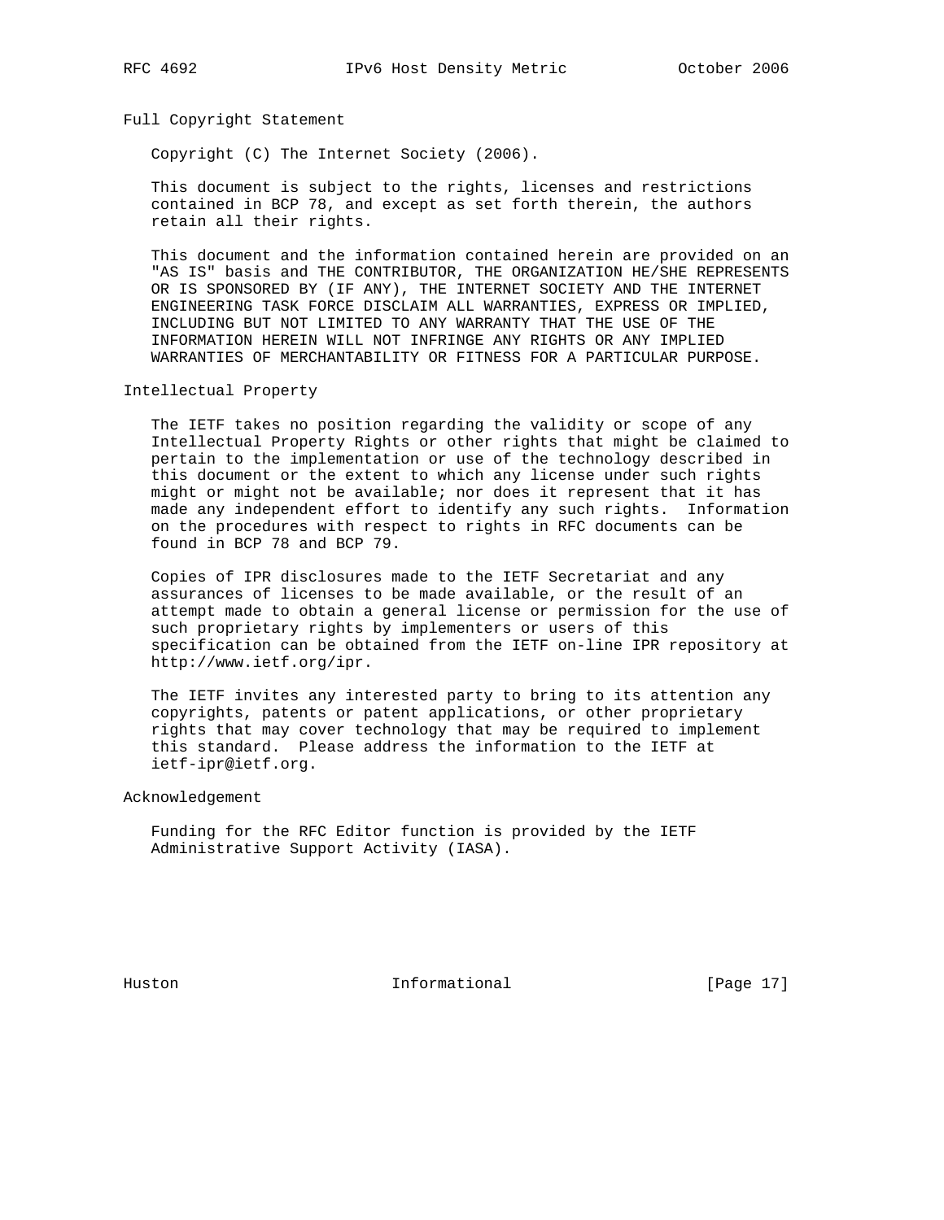## Full Copyright Statement

Copyright (C) The Internet Society (2006).

This document is subject to the rights, licenses and restrictions contained in BCP 78, and except as set forth therein, the authors retain all their rights.

This document and the information contained herein are provided on an "AS IS" basis and THE CONTRIBUTOR, THE ORGANIZATION HE/SHE REPRESENTS OR IS SPONSORED BY (IF ANY), THE INTERNET SOCIETY AND THE INTERNET ENGINEERING TASK FORCE DISCLAIM ALL WARRANTIES, EXPRESS OR IMPLIED, INCLUDING BUT NOT LIMITED TO ANY WARRANTY THAT THE USE OF THE INFORMATION HEREIN WILL NOT INFRINGE ANY RIGHTS OR ANY IMPLIED WARRANTIES OF MERCHANTABILITY OR FITNESS FOR A PARTICULAR PURPOSE.

## Intellectual Property

The IETF takes no position regarding the validity or scope of any Intellectual Property Rights or other rights that might be claimed to pertain to the implementation or use of the technology described in this document or the extent to which any license under such rights might or might not be available; nor does it represent that it has made any independent effort to identify any such rights. Information on the procedures with respect to rights in RFC documents can be found in BCP 78 and BCP 79.

Copies of IPR disclosures made to the IETF Secretariat and any assurances of licenses to be made available, or the result of an attempt made to obtain a general license or permission for the use of such proprietary rights by implementers or users of this specification can be obtained from the IETF on-line IPR repository at http://www.ietf.org/ipr.

The IETF invites any interested party to bring to its attention any copyrights, patents or patent applications, or other proprietary rights that may cover technology that may be required to implement this standard. Please address the information to the IETF at ietf-ipr@ietf.org.

## Acknowledgement

Funding for the RFC Editor function is provided by the IETF Administrative Support Activity (IASA).